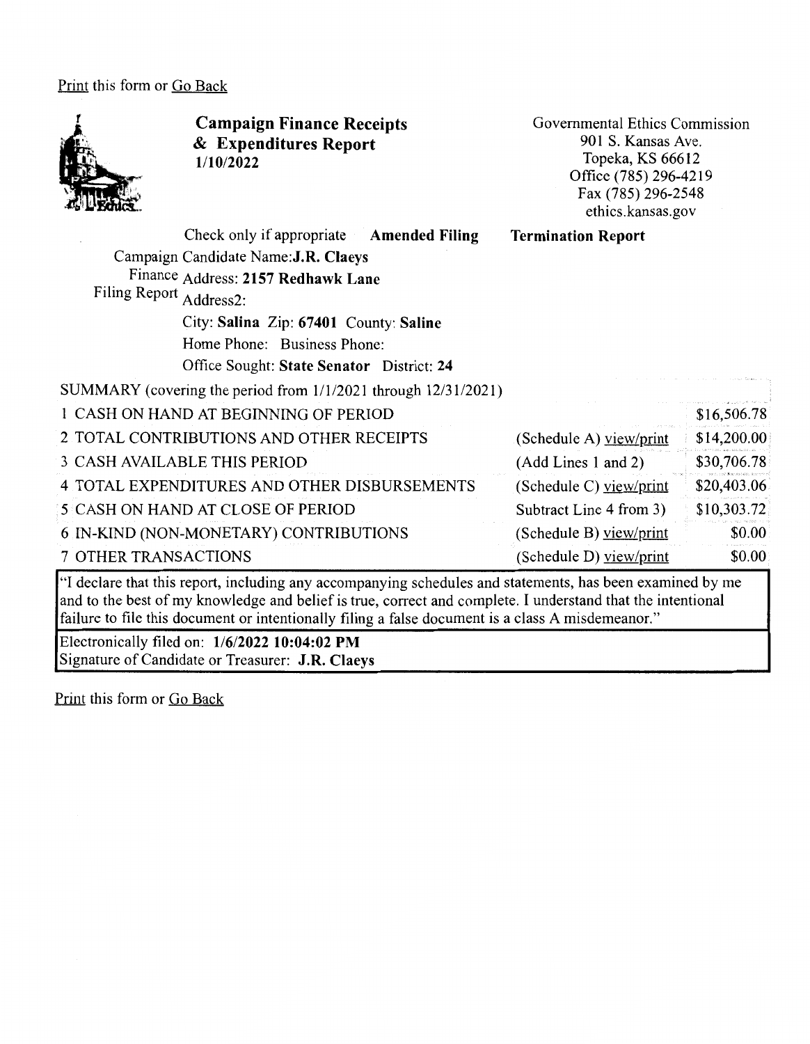Print this form or Go Back

# Campaign Finance Receipts & Expenditures Report
**1/10/2022**

Governmental Ethics Commission
901 S. Kansas Ave.
Topeka, KS 66612
Office (785) 296-4219
Fax (785) 296-2548
ethics.kansas.gov

Check only if appropriate **Amended Filing** **Termination Report**

Campaign Finance Filing Report

Candidate Name: **J.R. Claeys**
Address: **2157 Redhawk Lane**
Address2:
City: **Salina** Zip: **67401** County: **Saline**
Home Phone: Business Phone:
Office Sought: **State Senator** District: **24**

SUMMARY (covering the period from 1/1/2021 through 12/31/2021)

| | | |
|---|---|---|
| 1 CASH ON HAND AT BEGINNING OF PERIOD | | $16,506.78 |
| 2 TOTAL CONTRIBUTIONS AND OTHER RECEIPTS | (Schedule A) view/print | $14,200.00 |
| 3 CASH AVAILABLE THIS PERIOD | (Add Lines 1 and 2) | $30,706.78 |
| 4 TOTAL EXPENDITURES AND OTHER DISBURSEMENTS | (Schedule C) view/print | $20,403.06 |
| 5 CASH ON HAND AT CLOSE OF PERIOD | Subtract Line 4 from 3) | $10,303.72 |
| 6 IN-KIND (NON-MONETARY) CONTRIBUTIONS | (Schedule B) view/print | $0.00 |
| 7 OTHER TRANSACTIONS | (Schedule D) view/print | $0.00 |

"I declare that this report, including any accompanying schedules and statements, has been examined by me and to the best of my knowledge and belief is true, correct and complete. I understand that the intentional failure to file this document or intentionally filing a false document is a class A misdemeanor."

Electronically filed on: **1/6/2022 10:04:02 PM**
Signature of Candidate or Treasurer: **J.R. Claeys**

Print this form or Go Back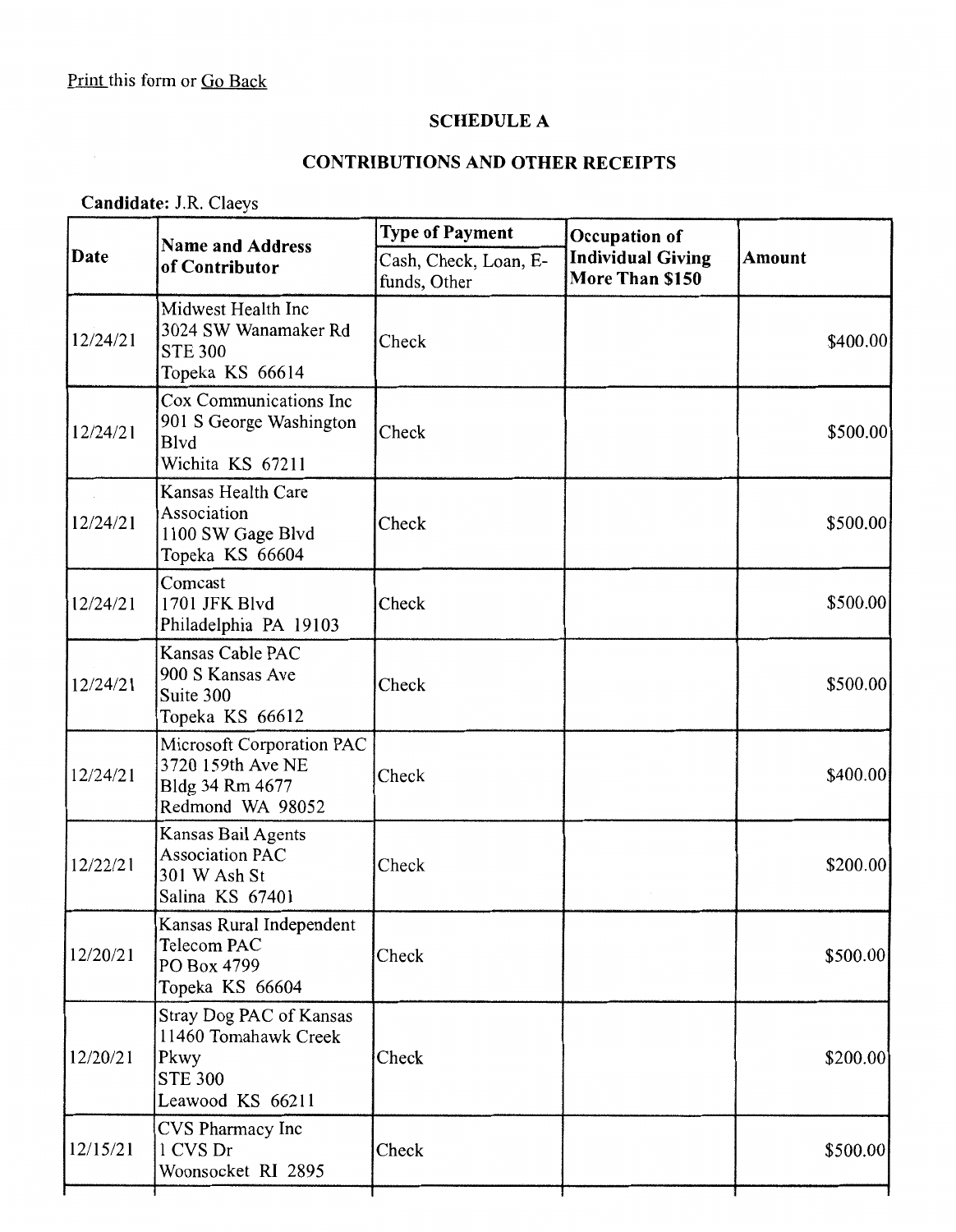Print this form or Go Back

## SCHEDULE A

## CONTRIBUTIONS AND OTHER RECEIPTS

**Candidate:** J.R. Claeys

| Date | Name and Address of Contributor | Type of Payment<br>Cash, Check, Loan, E-funds, Other | Occupation of Individual Giving More Than $150 | Amount |
|---|---|---|---|---|
| 12/24/21 | Midwest Health Inc<br>3024 SW Wanamaker Rd<br>STE 300<br>Topeka KS 66614 | Check | | $400.00 |
| 12/24/21 | Cox Communications Inc<br>901 S George Washington Blvd<br>Wichita KS 67211 | Check | | $500.00 |
| 12/24/21 | Kansas Health Care Association<br>1100 SW Gage Blvd<br>Topeka KS 66604 | Check | | $500.00 |
| 12/24/21 | Comcast<br>1701 JFK Blvd<br>Philadelphia PA 19103 | Check | | $500.00 |
| 12/24/21 | Kansas Cable PAC<br>900 S Kansas Ave<br>Suite 300<br>Topeka KS 66612 | Check | | $500.00 |
| 12/24/21 | Microsoft Corporation PAC<br>3720 159th Ave NE<br>Bldg 34 Rm 4677<br>Redmond WA 98052 | Check | | $400.00 |
| 12/22/21 | Kansas Bail Agents Association PAC<br>301 W Ash St<br>Salina KS 67401 | Check | | $200.00 |
| 12/20/21 | Kansas Rural Independent Telecom PAC<br>PO Box 4799<br>Topeka KS 66604 | Check | | $500.00 |
| 12/20/21 | Stray Dog PAC of Kansas<br>11460 Tomahawk Creek Pkwy<br>STE 300<br>Leawood KS 66211 | Check | | $200.00 |
| 12/15/21 | CVS Pharmacy Inc<br>1 CVS Dr<br>Woonsocket RI 2895 | Check | | $500.00 |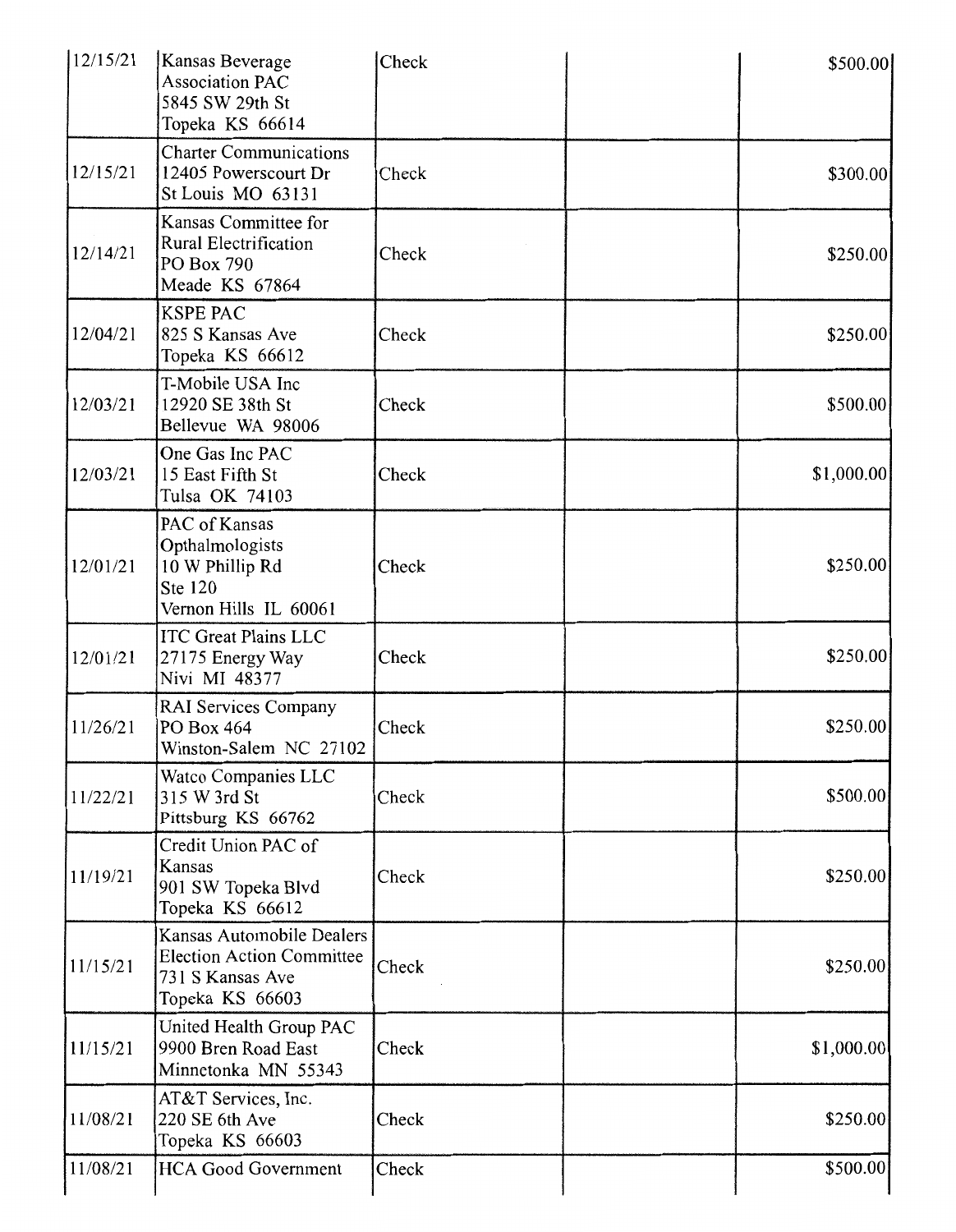| | | | | |
|---|---|---|---|---|
| 12/15/21 | Kansas Beverage Association PAC<br>5845 SW 29th St<br>Topeka KS 66614 | Check | | $500.00 |
| 12/15/21 | Charter Communications<br>12405 Powerscourt Dr<br>St Louis MO 63131 | Check | | $300.00 |
| 12/14/21 | Kansas Committee for Rural Electrification<br>PO Box 790<br>Meade KS 67864 | Check | | $250.00 |
| 12/04/21 | KSPE PAC<br>825 S Kansas Ave<br>Topeka KS 66612 | Check | | $250.00 |
| 12/03/21 | T-Mobile USA Inc<br>12920 SE 38th St<br>Bellevue WA 98006 | Check | | $500.00 |
| 12/03/21 | One Gas Inc PAC<br>15 East Fifth St<br>Tulsa OK 74103 | Check | | $1,000.00 |
| 12/01/21 | PAC of Kansas Opthalmologists<br>10 W Phillip Rd<br>Ste 120<br>Vernon Hills IL 60061 | Check | | $250.00 |
| 12/01/21 | ITC Great Plains LLC<br>27175 Energy Way<br>Nivi MI 48377 | Check | | $250.00 |
| 11/26/21 | RAI Services Company<br>PO Box 464<br>Winston-Salem NC 27102 | Check | | $250.00 |
| 11/22/21 | Watco Companies LLC<br>315 W 3rd St<br>Pittsburg KS 66762 | Check | | $500.00 |
| 11/19/21 | Credit Union PAC of Kansas<br>901 SW Topeka Blvd<br>Topeka KS 66612 | Check | | $250.00 |
| 11/15/21 | Kansas Automobile Dealers Election Action Committee<br>731 S Kansas Ave<br>Topeka KS 66603 | Check | | $250.00 |
| 11/15/21 | United Health Group PAC<br>9900 Bren Road East<br>Minnetonka MN 55343 | Check | | $1,000.00 |
| 11/08/21 | AT&T Services, Inc.<br>220 SE 6th Ave<br>Topeka KS 66603 | Check | | $250.00 |
| 11/08/21 | HCA Good Government | Check | | $500.00 |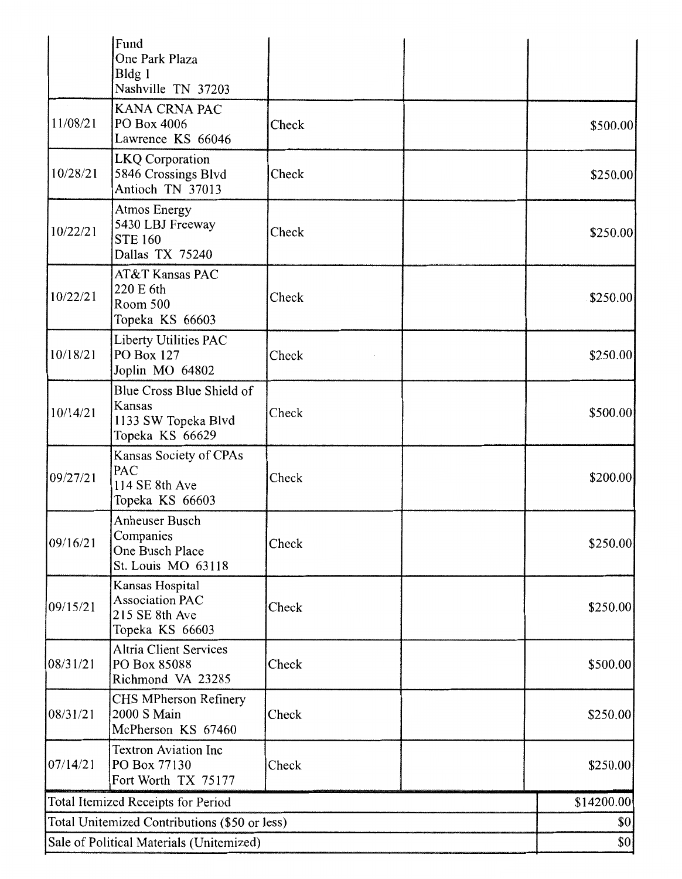| | | | | |
|---|---|---|---|---|
| | Fund<br>One Park Plaza<br>Bldg 1<br>Nashville TN 37203 | | | |
| 11/08/21 | KANA CRNA PAC<br>PO Box 4006<br>Lawrence KS 66046 | Check | | $500.00 |
| 10/28/21 | LKQ Corporation<br>5846 Crossings Blvd<br>Antioch TN 37013 | Check | | $250.00 |
| 10/22/21 | Atmos Energy<br>5430 LBJ Freeway<br>STE 160<br>Dallas TX 75240 | Check | | $250.00 |
| 10/22/21 | AT&T Kansas PAC<br>220 E 6th<br>Room 500<br>Topeka KS 66603 | Check | | $250.00 |
| 10/18/21 | Liberty Utilities PAC<br>PO Box 127<br>Joplin MO 64802 | Check | | $250.00 |
| 10/14/21 | Blue Cross Blue Shield of Kansas<br>1133 SW Topeka Blvd<br>Topeka KS 66629 | Check | | $500.00 |
| 09/27/21 | Kansas Society of CPAs PAC<br>114 SE 8th Ave<br>Topeka KS 66603 | Check | | $200.00 |
| 09/16/21 | Anheuser Busch Companies<br>One Busch Place<br>St. Louis MO 63118 | Check | | $250.00 |
| 09/15/21 | Kansas Hospital Association PAC<br>215 SE 8th Ave<br>Topeka KS 66603 | Check | | $250.00 |
| 08/31/21 | Altria Client Services<br>PO Box 85088<br>Richmond VA 23285 | Check | | $500.00 |
| 08/31/21 | CHS MPherson Refinery<br>2000 S Main<br>McPherson KS 67460 | Check | | $250.00 |
| 07/14/21 | Textron Aviation Inc<br>PO Box 77130<br>Fort Worth TX 75177 | Check | | $250.00 |
| Total Itemized Receipts for Period | | | | $14200.00 |
| Total Unitemized Contributions ($50 or less) | | | | $0 |
| Sale of Political Materials (Unitemized) | | | | $0 |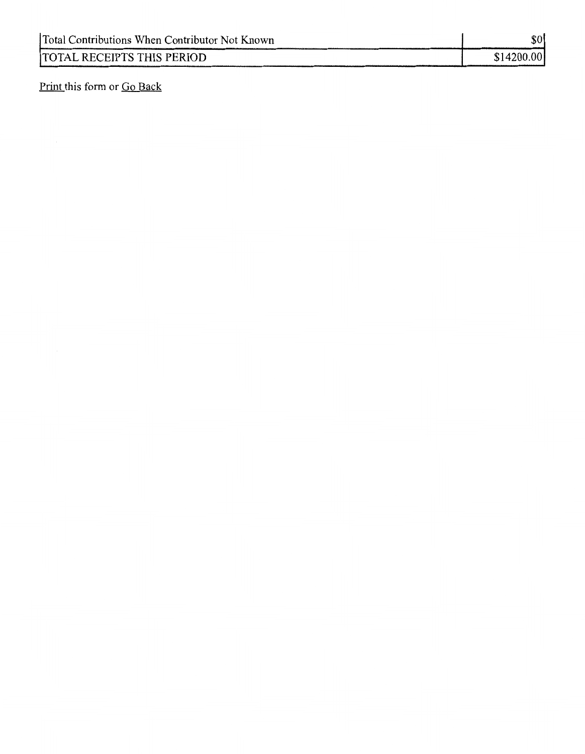| Total Contributions When Contributor Not Known | $0 |
|---|---|
| TOTAL RECEIPTS THIS PERIOD | $14200.00 |

Print this form or Go Back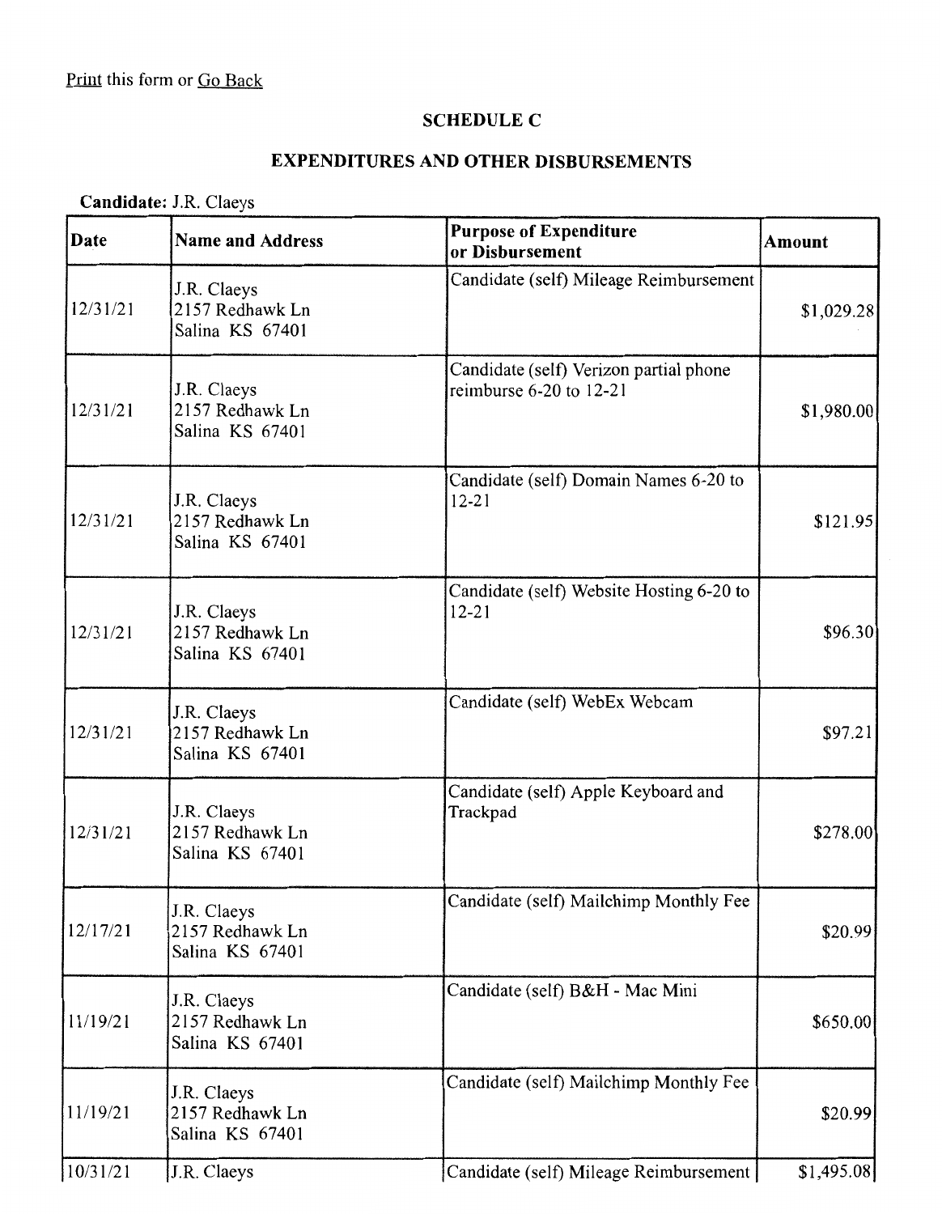Print this form or Go Back

**SCHEDULE C**

**EXPENDITURES AND OTHER DISBURSEMENTS**

**Candidate:** J.R. Claeys

| Date | Name and Address | Purpose of Expenditure or Disbursement | Amount |
|---|---|---|---|
| 12/31/21 | J.R. Claeys<br>2157 Redhawk Ln<br>Salina KS 67401 | Candidate (self) Mileage Reimbursement | $1,029.28 |
| 12/31/21 | J.R. Claeys<br>2157 Redhawk Ln<br>Salina KS 67401 | Candidate (self) Verizon partial phone reimburse 6-20 to 12-21 | $1,980.00 |
| 12/31/21 | J.R. Claeys<br>2157 Redhawk Ln<br>Salina KS 67401 | Candidate (self) Domain Names 6-20 to 12-21 | $121.95 |
| 12/31/21 | J.R. Claeys<br>2157 Redhawk Ln<br>Salina KS 67401 | Candidate (self) Website Hosting 6-20 to 12-21 | $96.30 |
| 12/31/21 | J.R. Claeys<br>2157 Redhawk Ln<br>Salina KS 67401 | Candidate (self) WebEx Webcam | $97.21 |
| 12/31/21 | J.R. Claeys<br>2157 Redhawk Ln<br>Salina KS 67401 | Candidate (self) Apple Keyboard and Trackpad | $278.00 |
| 12/17/21 | J.R. Claeys<br>2157 Redhawk Ln<br>Salina KS 67401 | Candidate (self) Mailchimp Monthly Fee | $20.99 |
| 11/19/21 | J.R. Claeys<br>2157 Redhawk Ln<br>Salina KS 67401 | Candidate (self) B&H - Mac Mini | $650.00 |
| 11/19/21 | J.R. Claeys<br>2157 Redhawk Ln<br>Salina KS 67401 | Candidate (self) Mailchimp Monthly Fee | $20.99 |
| 10/31/21 | J.R. Claeys | Candidate (self) Mileage Reimbursement | $1,495.08 |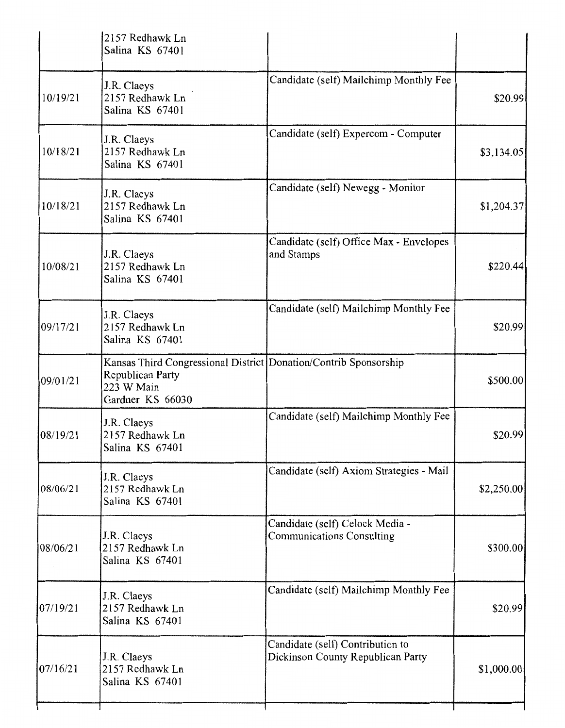| | | | |
|---|---|---|---|
| | 2157 Redhawk Ln<br>Salina KS 67401 | | |
| 10/19/21 | J.R. Claeys<br>2157 Redhawk Ln<br>Salina KS 67401 | Candidate (self) Mailchimp Monthly Fee | $20.99 |
| 10/18/21 | J.R. Claeys<br>2157 Redhawk Ln<br>Salina KS 67401 | Candidate (self) Expercom - Computer | $3,134.05 |
| 10/18/21 | J.R. Claeys<br>2157 Redhawk Ln<br>Salina KS 67401 | Candidate (self) Newegg - Monitor | $1,204.37 |
| 10/08/21 | J.R. Claeys<br>2157 Redhawk Ln<br>Salina KS 67401 | Candidate (self) Office Max - Envelopes and Stamps | $220.44 |
| 09/17/21 | J.R. Claeys<br>2157 Redhawk Ln<br>Salina KS 67401 | Candidate (self) Mailchimp Monthly Fee | $20.99 |
| 09/01/21 | Kansas Third Congressional District Republican Party<br>223 W Main<br>Gardner KS 66030 | Donation/Contrib Sponsorship | $500.00 |
| 08/19/21 | J.R. Claeys<br>2157 Redhawk Ln<br>Salina KS 67401 | Candidate (self) Mailchimp Monthly Fee | $20.99 |
| 08/06/21 | J.R. Claeys<br>2157 Redhawk Ln<br>Salina KS 67401 | Candidate (self) Axiom Strategies - Mail | $2,250.00 |
| 08/06/21 | J.R. Claeys<br>2157 Redhawk Ln<br>Salina KS 67401 | Candidate (self) Celock Media - Communications Consulting | $300.00 |
| 07/19/21 | J.R. Claeys<br>2157 Redhawk Ln<br>Salina KS 67401 | Candidate (self) Mailchimp Monthly Fee | $20.99 |
| 07/16/21 | J.R. Claeys<br>2157 Redhawk Ln<br>Salina KS 67401 | Candidate (self) Contribution to Dickinson County Republican Party | $1,000.00 |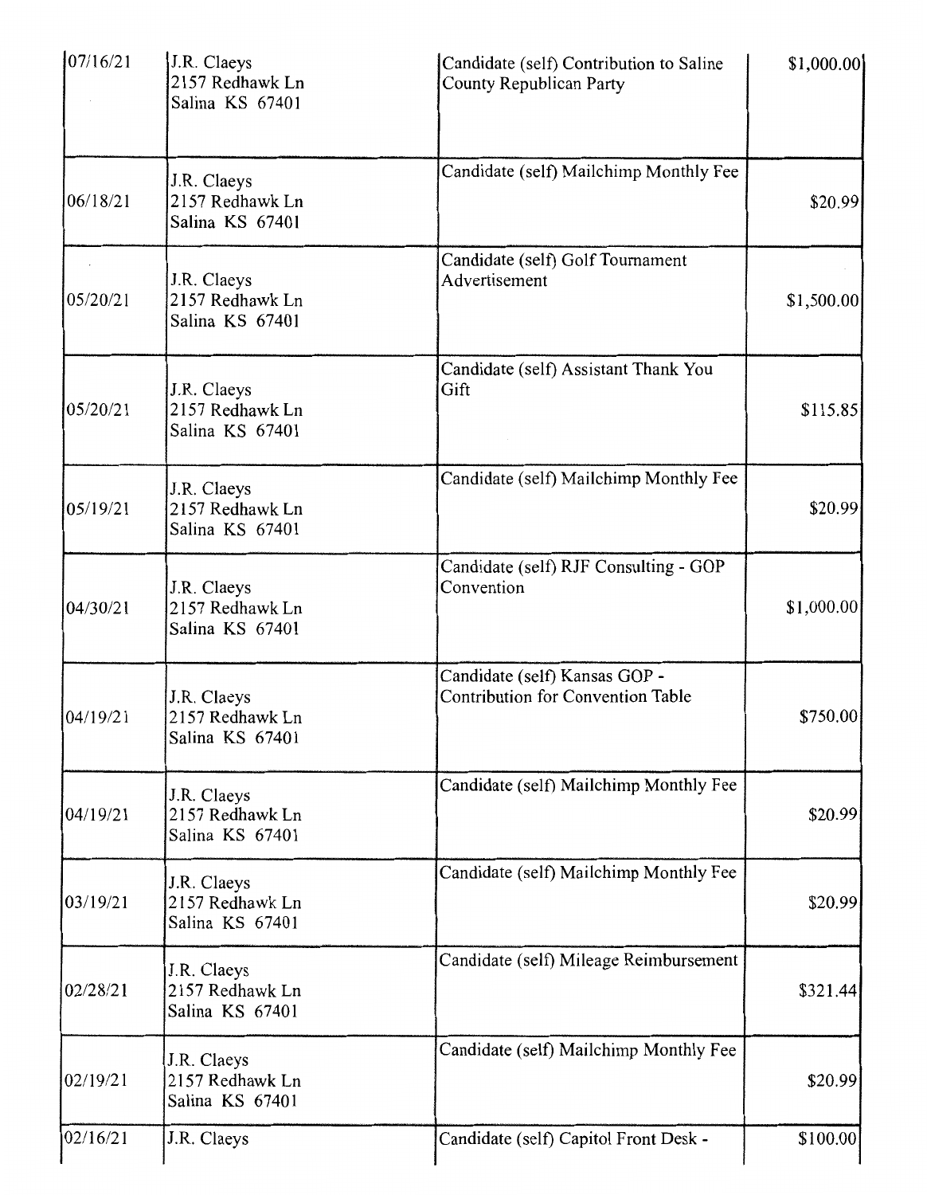| | | | |
|---|---|---|---|
| 07/16/21 | J.R. Claeys<br>2157 Redhawk Ln<br>Salina KS 67401 | Candidate (self) Contribution to Saline County Republican Party | $1,000.00 |
| 06/18/21 | J.R. Claeys<br>2157 Redhawk Ln<br>Salina KS 67401 | Candidate (self) Mailchimp Monthly Fee | $20.99 |
| 05/20/21 | J.R. Claeys<br>2157 Redhawk Ln<br>Salina KS 67401 | Candidate (self) Golf Tournament Advertisement | $1,500.00 |
| 05/20/21 | J.R. Claeys<br>2157 Redhawk Ln<br>Salina KS 67401 | Candidate (self) Assistant Thank You Gift | $115.85 |
| 05/19/21 | J.R. Claeys<br>2157 Redhawk Ln<br>Salina KS 67401 | Candidate (self) Mailchimp Monthly Fee | $20.99 |
| 04/30/21 | J.R. Claeys<br>2157 Redhawk Ln<br>Salina KS 67401 | Candidate (self) RJF Consulting - GOP Convention | $1,000.00 |
| 04/19/21 | J.R. Claeys<br>2157 Redhawk Ln<br>Salina KS 67401 | Candidate (self) Kansas GOP - Contribution for Convention Table | $750.00 |
| 04/19/21 | J.R. Claeys<br>2157 Redhawk Ln<br>Salina KS 67401 | Candidate (self) Mailchimp Monthly Fee | $20.99 |
| 03/19/21 | J.R. Claeys<br>2157 Redhawk Ln<br>Salina KS 67401 | Candidate (self) Mailchimp Monthly Fee | $20.99 |
| 02/28/21 | J.R. Claeys<br>2157 Redhawk Ln<br>Salina KS 67401 | Candidate (self) Mileage Reimbursement | $321.44 |
| 02/19/21 | J.R. Claeys<br>2157 Redhawk Ln<br>Salina KS 67401 | Candidate (self) Mailchimp Monthly Fee | $20.99 |
| 02/16/21 | J.R. Claeys | Candidate (self) Capitol Front Desk - | $100.00 |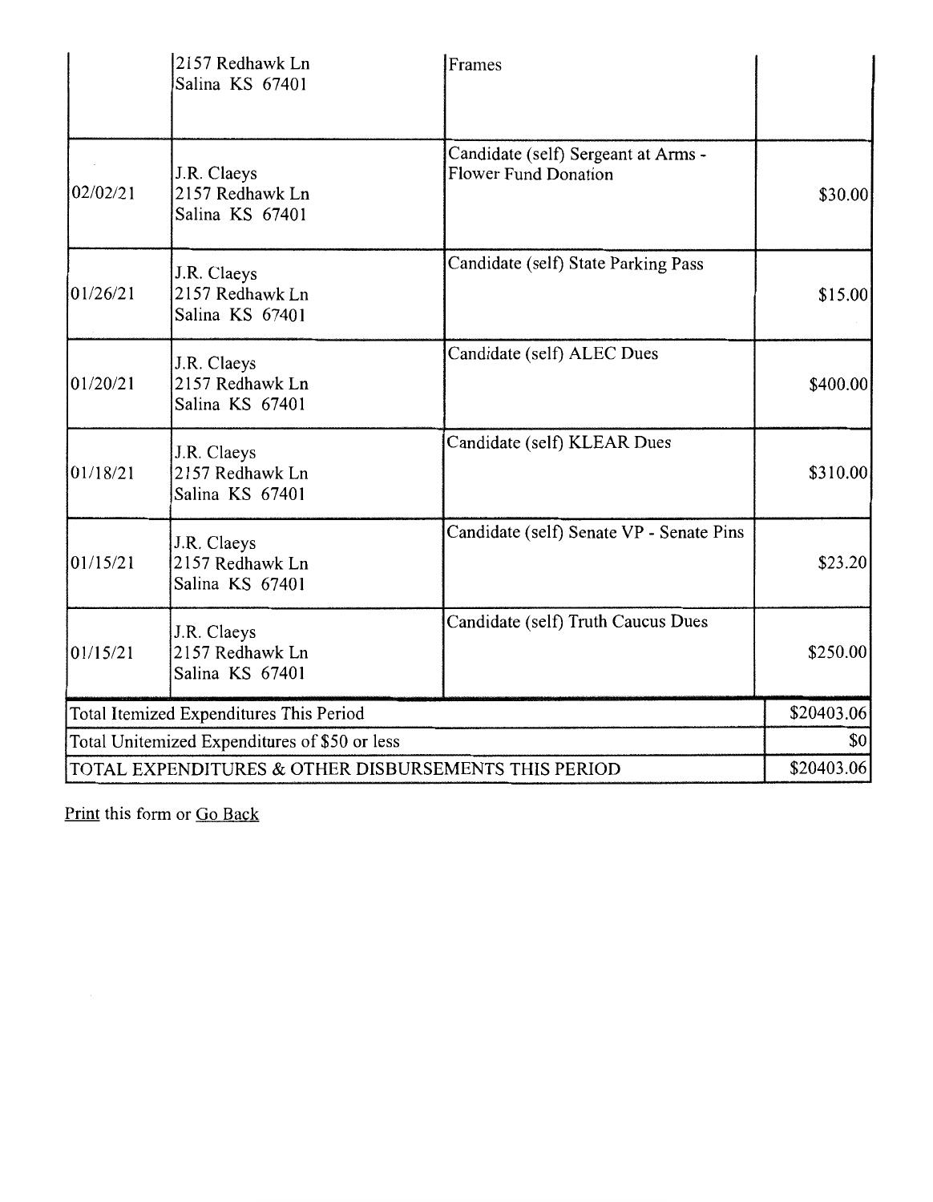| | | | |
|---|---|---|---|
| | 2157 Redhawk Ln<br>Salina KS 67401 | Frames | |
| 02/02/21 | J.R. Claeys<br>2157 Redhawk Ln<br>Salina KS 67401 | Candidate (self) Sergeant at Arms - Flower Fund Donation | \$30.00 |
| 01/26/21 | J.R. Claeys<br>2157 Redhawk Ln<br>Salina KS 67401 | Candidate (self) State Parking Pass | \$15.00 |
| 01/20/21 | J.R. Claeys<br>2157 Redhawk Ln<br>Salina KS 67401 | Candidate (self) ALEC Dues | \$400.00 |
| 01/18/21 | J.R. Claeys<br>2157 Redhawk Ln<br>Salina KS 67401 | Candidate (self) KLEAR Dues | \$310.00 |
| 01/15/21 | J.R. Claeys<br>2157 Redhawk Ln<br>Salina KS 67401 | Candidate (self) Senate VP - Senate Pins | \$23.20 |
| 01/15/21 | J.R. Claeys<br>2157 Redhawk Ln<br>Salina KS 67401 | Candidate (self) Truth Caucus Dues | \$250.00 |
| Total Itemized Expenditures This Period | | | \$20403.06 |
| Total Unitemized Expenditures of \$50 or less | | | \$0 |
| TOTAL EXPENDITURES & OTHER DISBURSEMENTS THIS PERIOD | | | \$20403.06 |

Print this form or Go Back